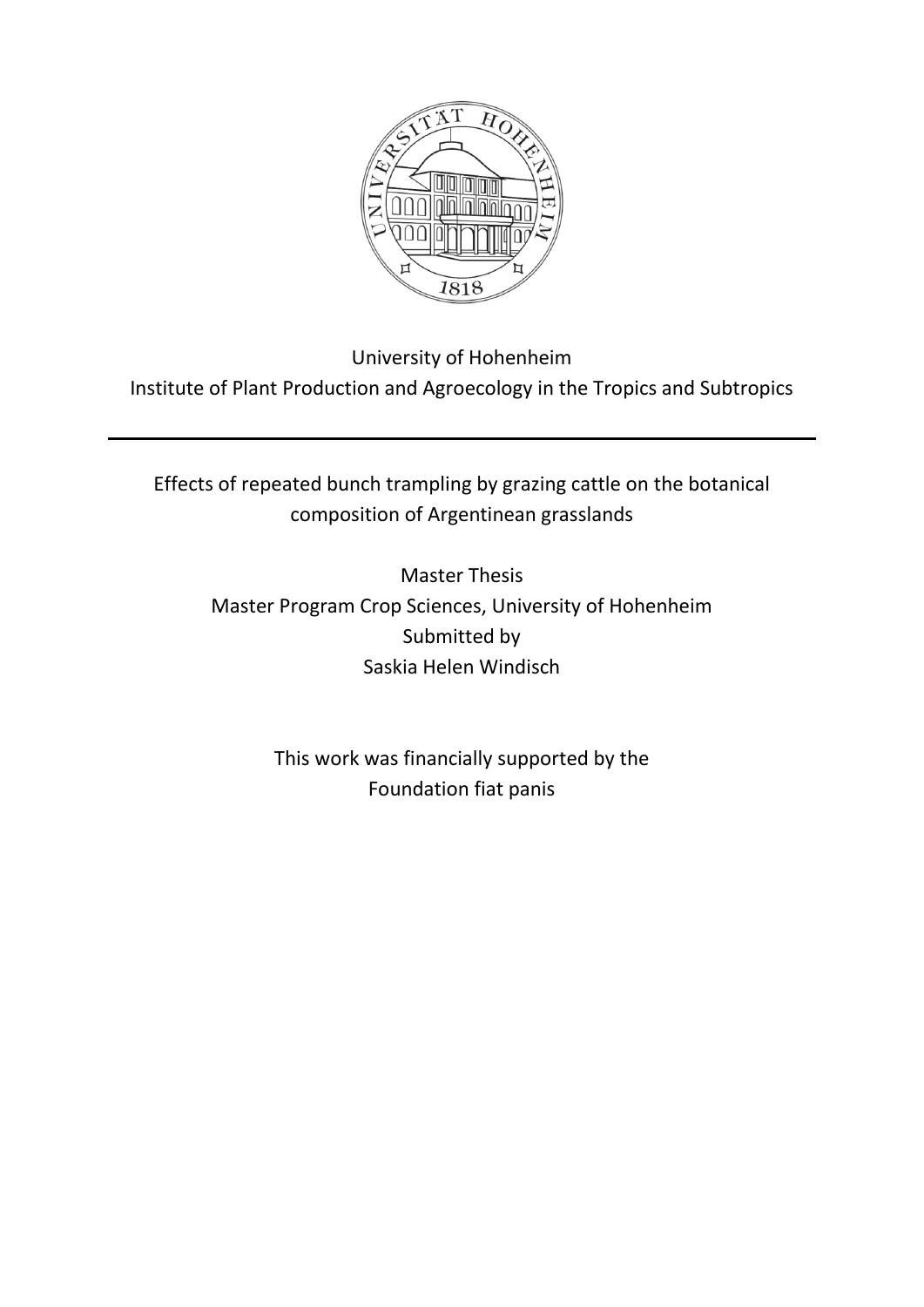University of Hohenheim

Institute of Plant Production and Agroecology in the Tropics and Subtropics

---

# Effects of repeated bunch trampling by grazing cattle on the botanical composition of Argentinean grasslands

Master Thesis

Master Program Crop Sciences, University of Hohenheim

Submitted by

Saskia Helen Windisch

This work was financially supported by the

Foundation fiat panis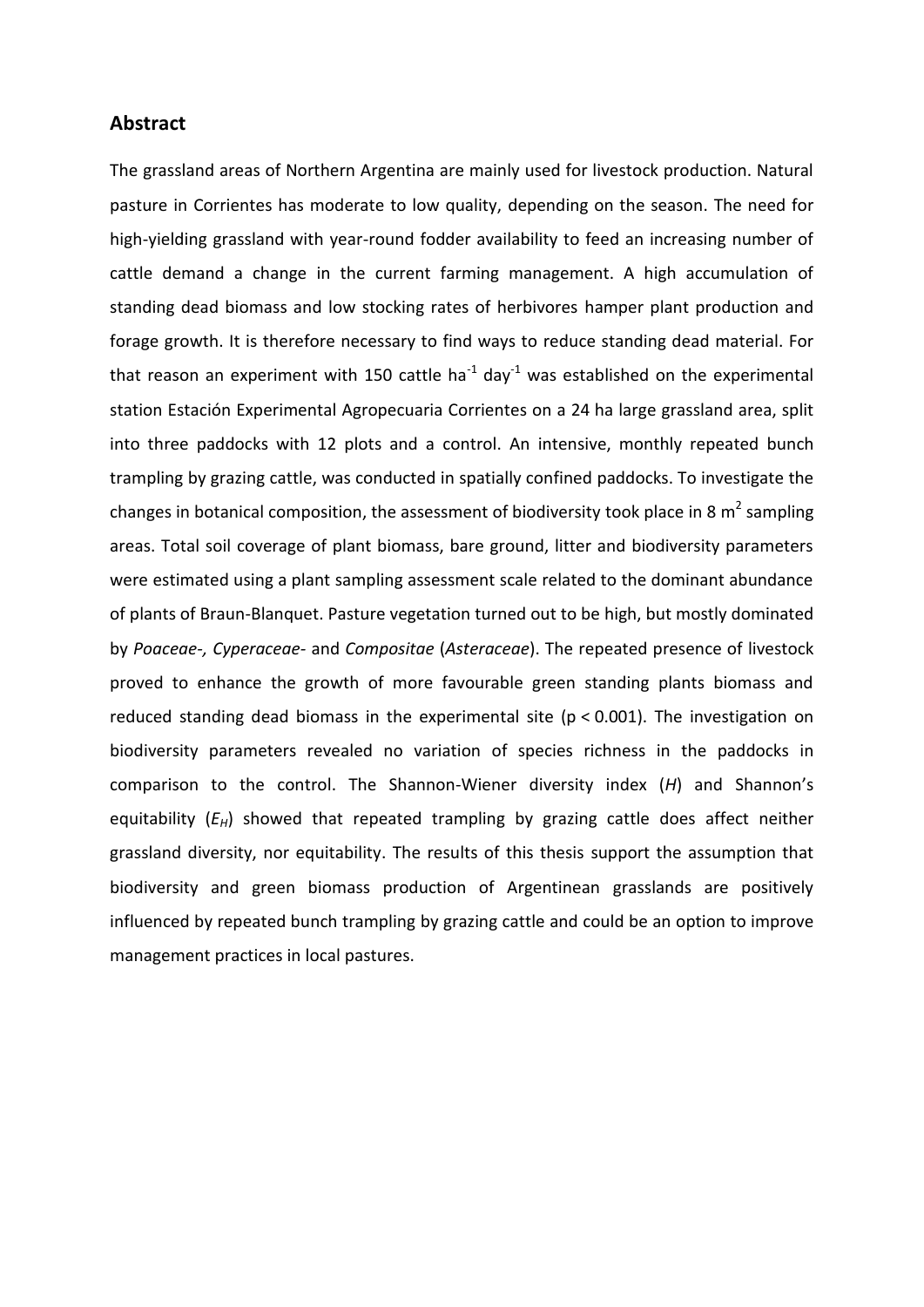## Abstract

The grassland areas of Northern Argentina are mainly used for livestock production. Natural pasture in Corrientes has moderate to low quality, depending on the season. The need for high-yielding grassland with year-round fodder availability to feed an increasing number of cattle demand a change in the current farming management. A high accumulation of standing dead biomass and low stocking rates of herbivores hamper plant production and forage growth. It is therefore necessary to find ways to reduce standing dead material. For that reason an experiment with 150 cattle $ha^{-1}$ $day^{-1}$ was established on the experimental station Estación Experimental Agropecuaria Corrientes on a 24 ha large grassland area, split into three paddocks with 12 plots and a control. An intensive, monthly repeated bunch trampling by grazing cattle, was conducted in spatially confined paddocks. To investigate the changes in botanical composition, the assessment of biodiversity took place in 8 $m^2$ sampling areas. Total soil coverage of plant biomass, bare ground, litter and biodiversity parameters were estimated using a plant sampling assessment scale related to the dominant abundance of plants of Braun-Blanquet. Pasture vegetation turned out to be high, but mostly dominated by *Poaceae-, Cyperaceae-* and *Compositae* (*Asteraceae*). The repeated presence of livestock proved to enhance the growth of more favourable green standing plants biomass and reduced standing dead biomass in the experimental site ($p < 0.001$). The investigation on biodiversity parameters revealed no variation of species richness in the paddocks in comparison to the control. The Shannon-Wiener diversity index ($H$) and Shannon's equitability ($E_H$) showed that repeated trampling by grazing cattle does affect neither grassland diversity, nor equitability. The results of this thesis support the assumption that biodiversity and green biomass production of Argentinean grasslands are positively influenced by repeated bunch trampling by grazing cattle and could be an option to improve management practices in local pastures.